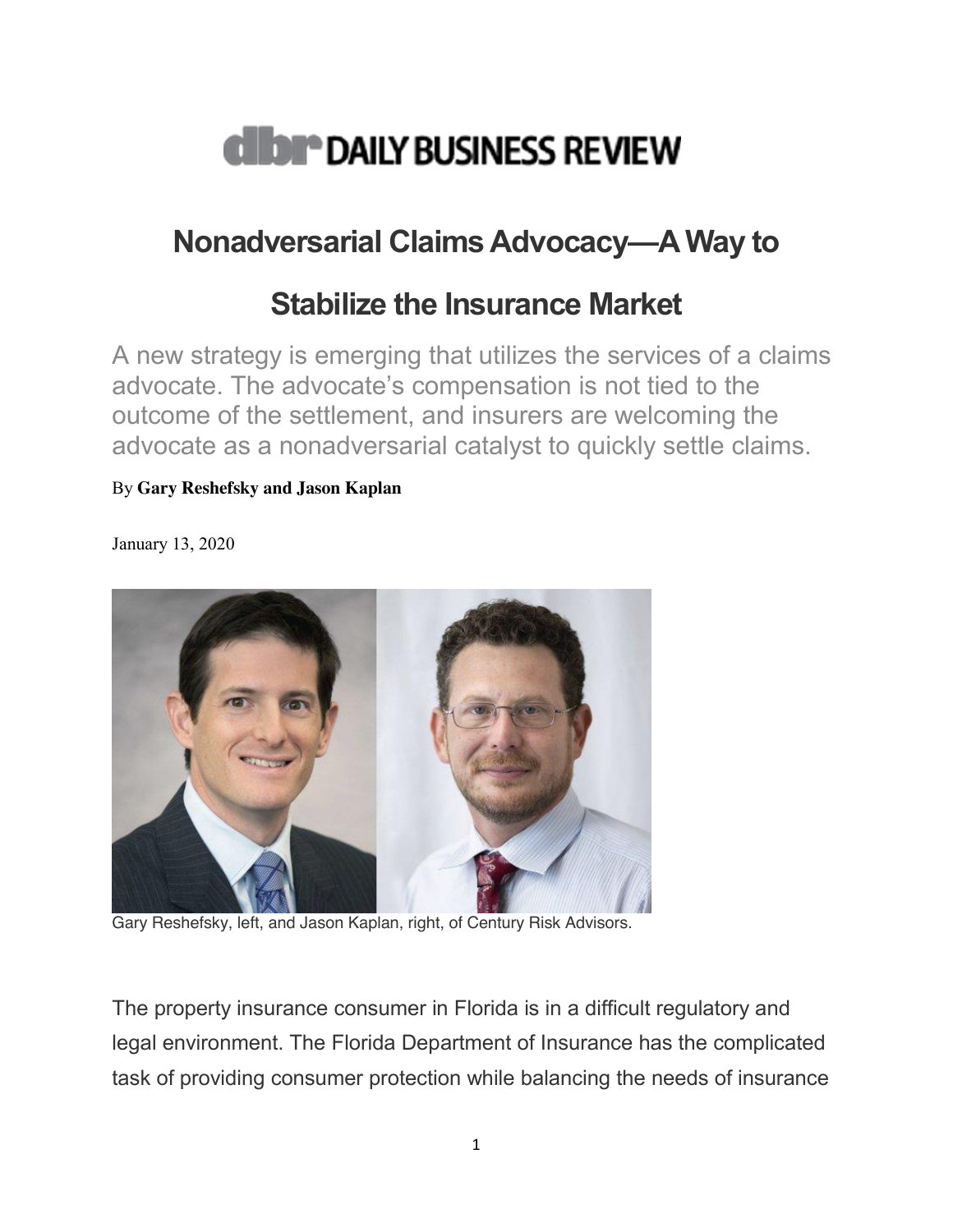DAILY BUSINESS REVIEW

# Nonadversarial Claims Advocacy—A Way to Stabilize the Insurance Market

A new strategy is emerging that utilizes the services of a claims advocate. The advocate's compensation is not tied to the outcome of the settlement, and insurers are welcoming the advocate as a nonadversarial catalyst to quickly settle claims.

By **Gary Reshefsky and Jason Kaplan**

January 13, 2020

Gary Reshefsky, left, and Jason Kaplan, right, of Century Risk Advisors.

The property insurance consumer in Florida is in a difficult regulatory and legal environment. The Florida Department of Insurance has the complicated task of providing consumer protection while balancing the needs of insurance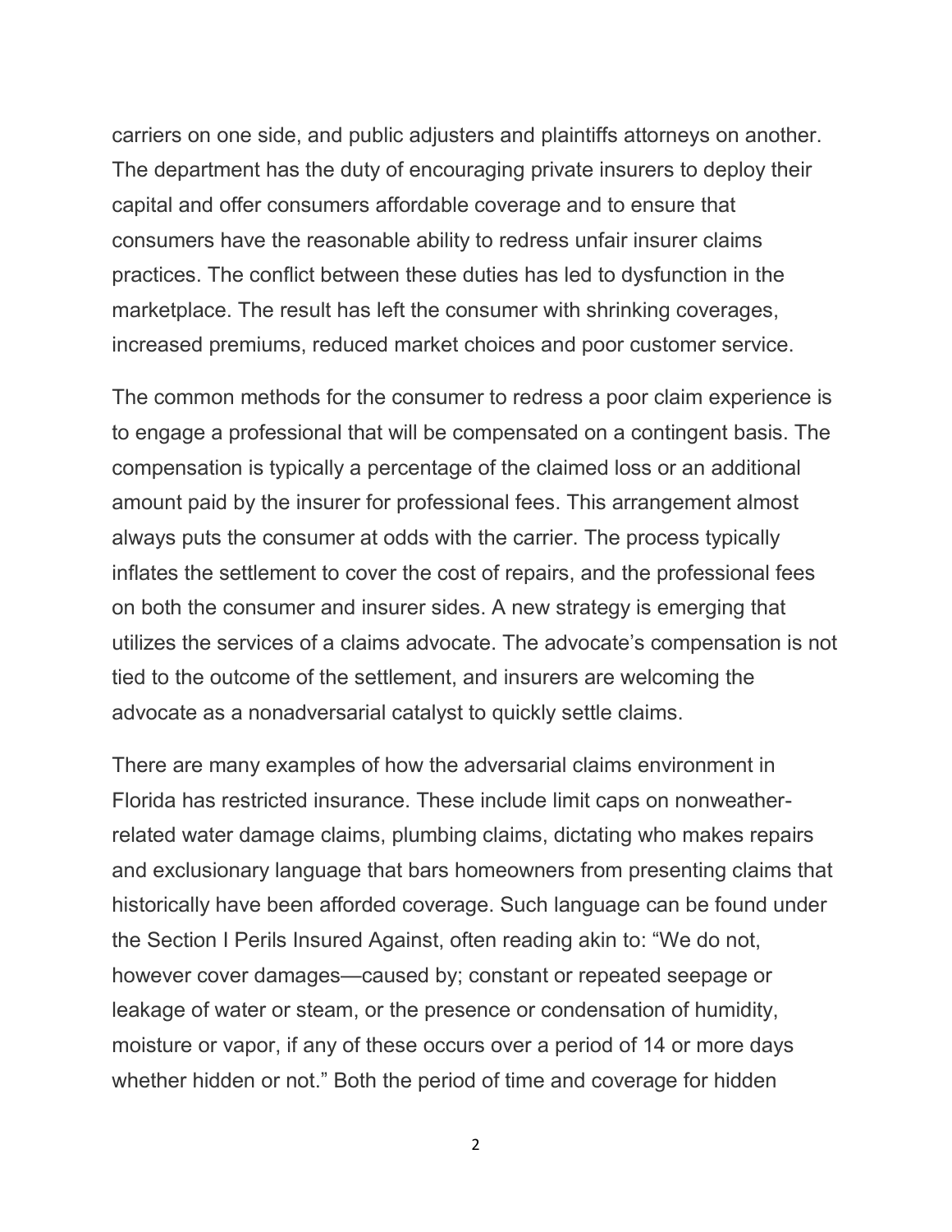carriers on one side, and public adjusters and plaintiffs attorneys on another. The department has the duty of encouraging private insurers to deploy their capital and offer consumers affordable coverage and to ensure that consumers have the reasonable ability to redress unfair insurer claims practices. The conflict between these duties has led to dysfunction in the marketplace. The result has left the consumer with shrinking coverages, increased premiums, reduced market choices and poor customer service.

The common methods for the consumer to redress a poor claim experience is to engage a professional that will be compensated on a contingent basis. The compensation is typically a percentage of the claimed loss or an additional amount paid by the insurer for professional fees. This arrangement almost always puts the consumer at odds with the carrier. The process typically inflates the settlement to cover the cost of repairs, and the professional fees on both the consumer and insurer sides. A new strategy is emerging that utilizes the services of a claims advocate. The advocate's compensation is not tied to the outcome of the settlement, and insurers are welcoming the advocate as a nonadversarial catalyst to quickly settle claims.

There are many examples of how the adversarial claims environment in Florida has restricted insurance. These include limit caps on nonweather-related water damage claims, plumbing claims, dictating who makes repairs and exclusionary language that bars homeowners from presenting claims that historically have been afforded coverage. Such language can be found under the Section I Perils Insured Against, often reading akin to: "We do not, however cover damages—caused by; constant or repeated seepage or leakage of water or steam, or the presence or condensation of humidity, moisture or vapor, if any of these occurs over a period of 14 or more days whether hidden or not." Both the period of time and coverage for hidden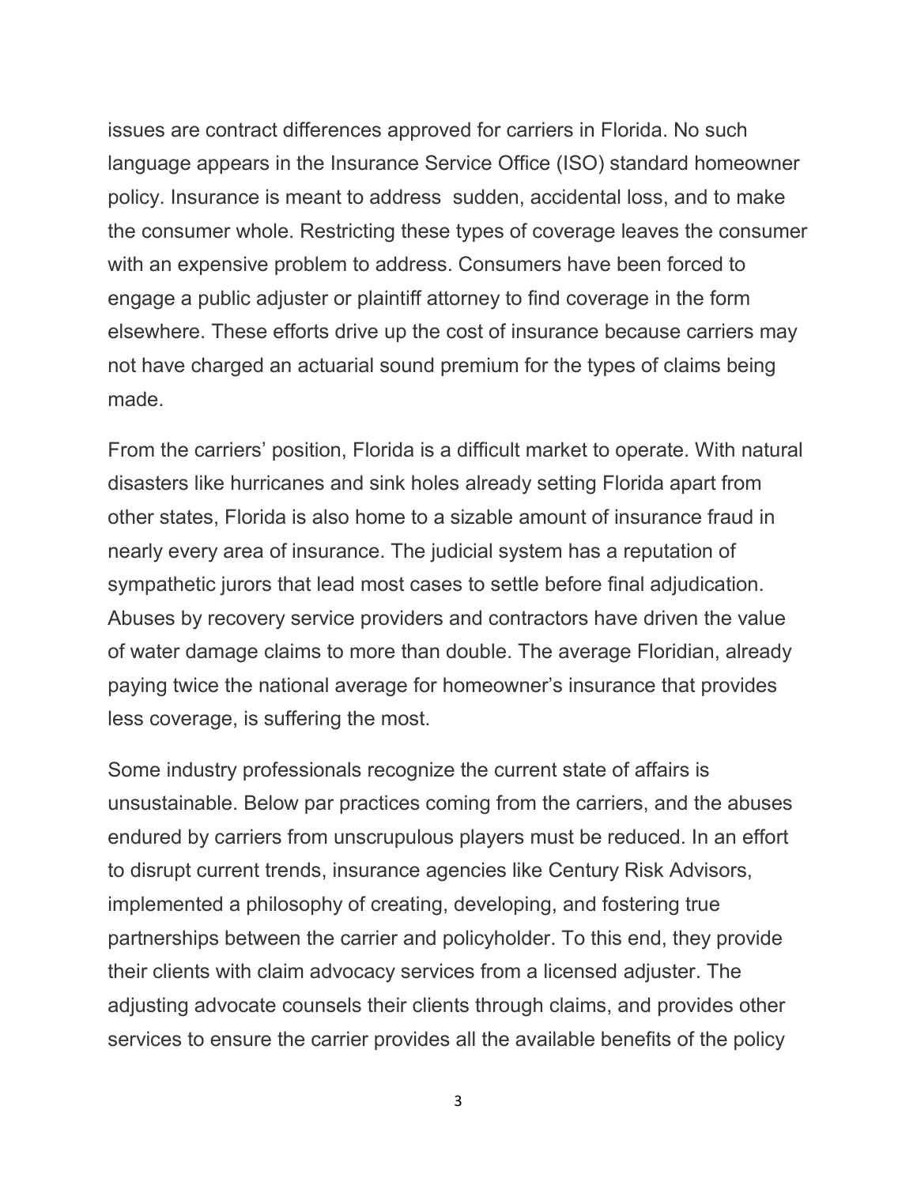issues are contract differences approved for carriers in Florida. No such language appears in the Insurance Service Office (ISO) standard homeowner policy. Insurance is meant to address sudden, accidental loss, and to make the consumer whole. Restricting these types of coverage leaves the consumer with an expensive problem to address. Consumers have been forced to engage a public adjuster or plaintiff attorney to find coverage in the form elsewhere. These efforts drive up the cost of insurance because carriers may not have charged an actuarial sound premium for the types of claims being made.

From the carriers' position, Florida is a difficult market to operate. With natural disasters like hurricanes and sink holes already setting Florida apart from other states, Florida is also home to a sizable amount of insurance fraud in nearly every area of insurance. The judicial system has a reputation of sympathetic jurors that lead most cases to settle before final adjudication. Abuses by recovery service providers and contractors have driven the value of water damage claims to more than double. The average Floridian, already paying twice the national average for homeowner's insurance that provides less coverage, is suffering the most.

Some industry professionals recognize the current state of affairs is unsustainable. Below par practices coming from the carriers, and the abuses endured by carriers from unscrupulous players must be reduced. In an effort to disrupt current trends, insurance agencies like Century Risk Advisors, implemented a philosophy of creating, developing, and fostering true partnerships between the carrier and policyholder. To this end, they provide their clients with claim advocacy services from a licensed adjuster. The adjusting advocate counsels their clients through claims, and provides other services to ensure the carrier provides all the available benefits of the policy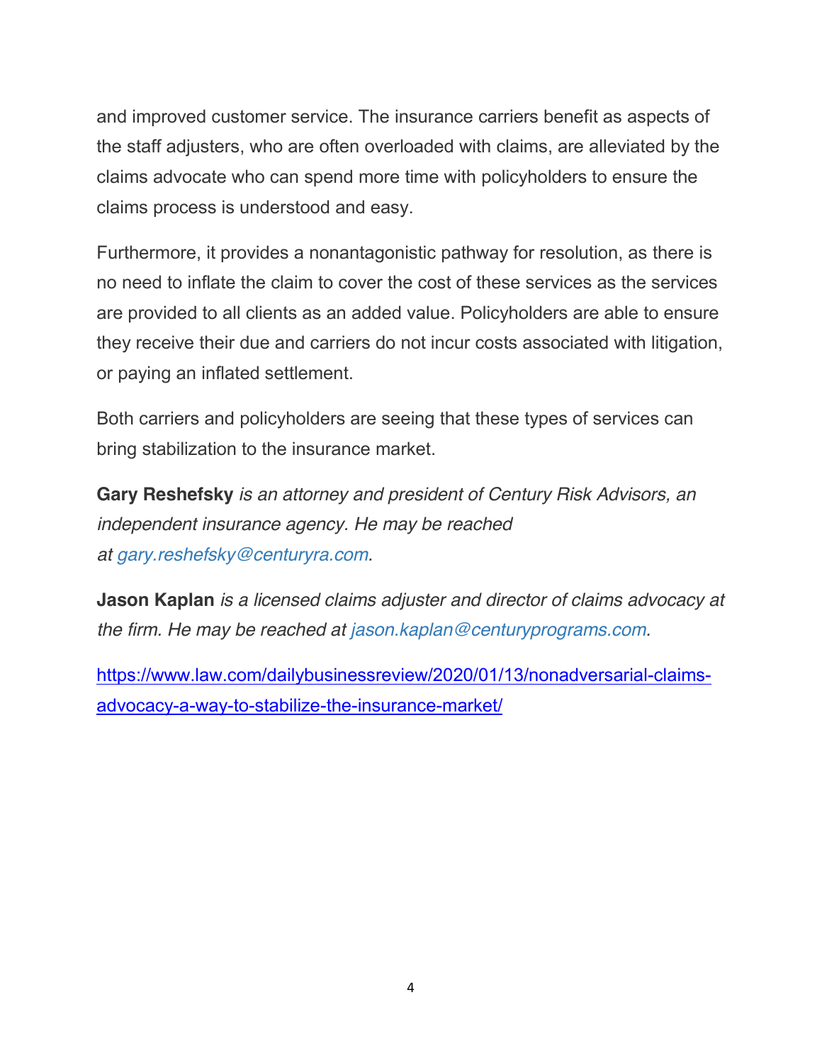and improved customer service. The insurance carriers benefit as aspects of the staff adjusters, who are often overloaded with claims, are alleviated by the claims advocate who can spend more time with policyholders to ensure the claims process is understood and easy.

Furthermore, it provides a nonantagonistic pathway for resolution, as there is no need to inflate the claim to cover the cost of these services as the services are provided to all clients as an added value. Policyholders are able to ensure they receive their due and carriers do not incur costs associated with litigation, or paying an inflated settlement.

Both carriers and policyholders are seeing that these types of services can bring stabilization to the insurance market.

**Gary Reshefsky** *is an attorney and president of Century Risk Advisors, an independent insurance agency. He may be reached at gary.reshefsky@centuryra.com.*

**Jason Kaplan** *is a licensed claims adjuster and director of claims advocacy at the firm. He may be reached at jason.kaplan@centuryprograms.com.*

https://www.law.com/dailybusinessreview/2020/01/13/nonadversarial-claims-advocacy-a-way-to-stabilize-the-insurance-market/